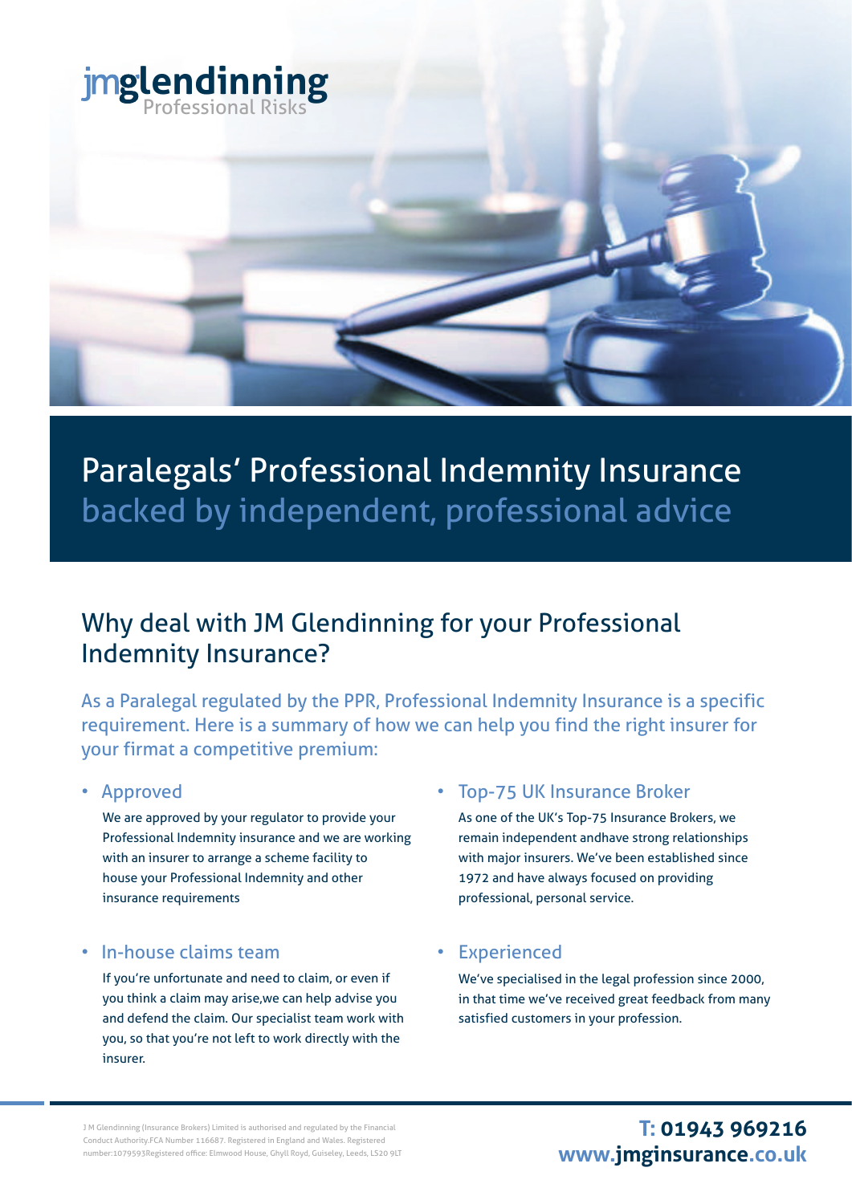jmglendinning
Professional Risks

# Paralegals' Professional Indemnity Insurance
## backed by independent, professional advice

## Why deal with JM Glendinning for your Professional Indemnity Insurance?

As a Paralegal regulated by the PPR, Professional Indemnity Insurance is a specific requirement. Here is a summary of how we can help you find the right insurer for your firmat a competitive premium:

- **Approved**

  We are approved by your regulator to provide your Professional Indemnity insurance and we are working with an insurer to arrange a scheme facility to house your Professional Indemnity and other insurance requirements

- **In-house claims team**

  If you're unfortunate and need to claim, or even if you think a claim may arise,we can help advise you and defend the claim. Our specialist team work with you, so that you're not left to work directly with the insurer.

- **Top-75 UK Insurance Broker**

  As one of the UK's Top-75 Insurance Brokers, we remain independent andhave strong relationships with major insurers. We've been established since 1972 and have always focused on providing professional, personal service.

- **Experienced**

  We've specialised in the legal profession since 2000, in that time we've received great feedback from many satisfied customers in your profession.

J M Glendinning (Insurance Brokers) Limited is authorised and regulated by the Financial Conduct Authority.FCA Number 116687. Registered in England and Wales. Registered number:1079593Registered office: Elmwood House, Ghyll Royd, Guiseley, Leeds, LS20 9LT

**T: 01943 969216**
**www.jmginsurance.co.uk**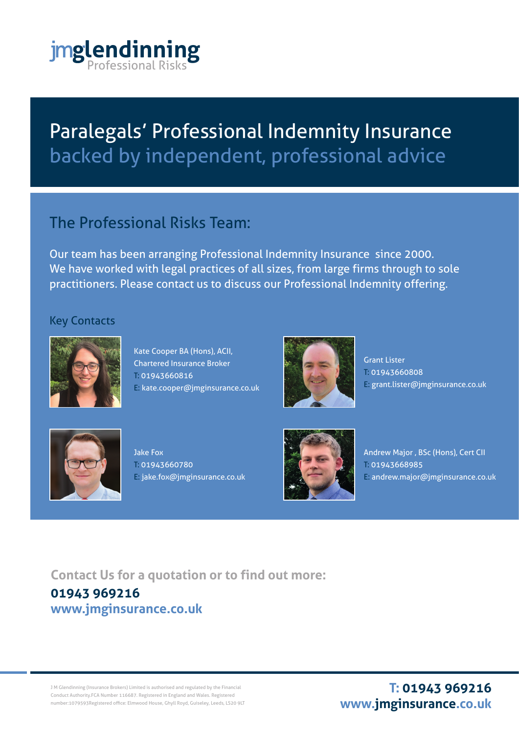jmglendinning
Professional Risks

# Paralegals' Professional Indemnity Insurance backed by independent, professional advice

## The Professional Risks Team:

Our team has been arranging Professional Indemnity Insurance since 2000. We have worked with legal practices of all sizes, from large firms through to sole practitioners. Please contact us to discuss our Professional Indemnity offering.

### Key Contacts

Kate Cooper BA (Hons), ACII,
Chartered Insurance Broker
T: 01943660816
E: kate.cooper@jmginsurance.co.uk

Grant Lister
T: 01943660808
E: grant.lister@jmginsurance.co.uk

Jake Fox
T: 01943660780
E: jake.fox@jmginsurance.co.uk

Andrew Major , BSc (Hons), Cert CII
T: 01943668985
E: andrew.major@jmginsurance.co.uk

**Contact Us for a quotation or to find out more:**
**01943 969216**
**www.jmginsurance.co.uk**

J M Glendinning (Insurance Brokers) Limited is authorised and regulated by the Financial Conduct Authority.FCA Number 116687. Registered in England and Wales. Registered number:1079593Registered office: Elmwood House, Ghyll Royd, Guiseley, Leeds, LS20 9LT

**T: 01943 969216**
**www.jmginsurance.co.uk**